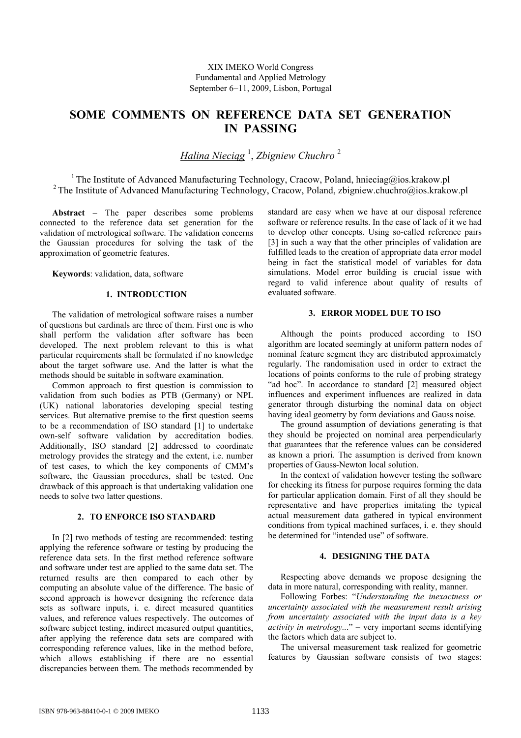XIX IMEKO World Congress
Fundamental and Applied Metrology
September 6−11, 2009, Lisbon, Portugal

# SOME COMMENTS ON REFERENCE DATA SET GENERATION IN PASSING

*Halina Nieciąg* [1], *Zbigniew Chuchro* [2]

[1] The Institute of Advanced Manufacturing Technology, Cracow, Poland, hnieciag@ios.krakow.pl
[2] The Institute of Advanced Manufacturing Technology, Cracow, Poland, zbigniew.chuchro@ios.krakow.pl

**Abstract** − The paper describes some problems connected to the reference data set generation for the validation of metrological software. The validation concerns the Gaussian procedures for solving the task of the approximation of geometric features.

**Keywords**: validation, data, software

## 1. INTRODUCTION

The validation of metrological software raises a number of questions but cardinals are three of them. First one is who shall perform the validation after software has been developed. The next problem relevant to this is what particular requirements shall be formulated if no knowledge about the target software use. And the latter is what the methods should be suitable in software examination.

Common approach to first question is commission to validation from such bodies as PTB (Germany) or NPL (UK) national laboratories developing special testing services. But alternative premise to the first question seems to be a recommendation of ISO standard [1] to undertake own-self software validation by accreditation bodies. Additionally, ISO standard [2] addressed to coordinate metrology provides the strategy and the extent, i.e. number of test cases, to which the key components of CMM's software, the Gaussian procedures, shall be tested. One drawback of this approach is that undertaking validation one needs to solve two latter questions.

## 2. TO ENFORCE ISO STANDARD

In [2] two methods of testing are recommended: testing applying the reference software or testing by producing the reference data sets. In the first method reference software and software under test are applied to the same data set. The returned results are then compared to each other by computing an absolute value of the difference. The basic of second approach is however designing the reference data sets as software inputs, i. e. direct measured quantities values, and reference values respectively. The outcomes of software subject testing, indirect measured output quantities, after applying the reference data sets are compared with corresponding reference values, like in the method before, which allows establishing if there are no essential discrepancies between them. The methods recommended by standard are easy when we have at our disposal reference software or reference results. In the case of lack of it we had to develop other concepts. Using so-called reference pairs [3] in such a way that the other principles of validation are fulfilled leads to the creation of appropriate data error model being in fact the statistical model of variables for data simulations. Model error building is crucial issue with regard to valid inference about quality of results of evaluated software.

## 3. ERROR MODEL DUE TO ISO

Although the points produced according to ISO algorithm are located seemingly at uniform pattern nodes of nominal feature segment they are distributed approximately regularly. The randomisation used in order to extract the locations of points conforms to the rule of probing strategy "ad hoc". In accordance to standard [2] measured object influences and experiment influences are realized in data generator through disturbing the nominal data on object having ideal geometry by form deviations and Gauss noise.

The ground assumption of deviations generating is that they should be projected on nominal area perpendicularly that guarantees that the reference values can be considered as known a priori. The assumption is derived from known properties of Gauss-Newton local solution.

In the context of validation however testing the software for checking its fitness for purpose requires forming the data for particular application domain. First of all they should be representative and have properties imitating the typical actual measurement data gathered in typical environment conditions from typical machined surfaces, i. e. they should be determined for "intended use" of software.

## 4. DESIGNING THE DATA

Respecting above demands we propose designing the data in more natural, corresponding with reality, manner.

Following Forbes: "*Understanding the inexactness or uncertainty associated with the measurement result arising from uncertainty associated with the input data is a key activity in metrology...*" – very important seems identifying the factors which data are subject to.

The universal measurement task realized for geometric features by Gaussian software consists of two stages: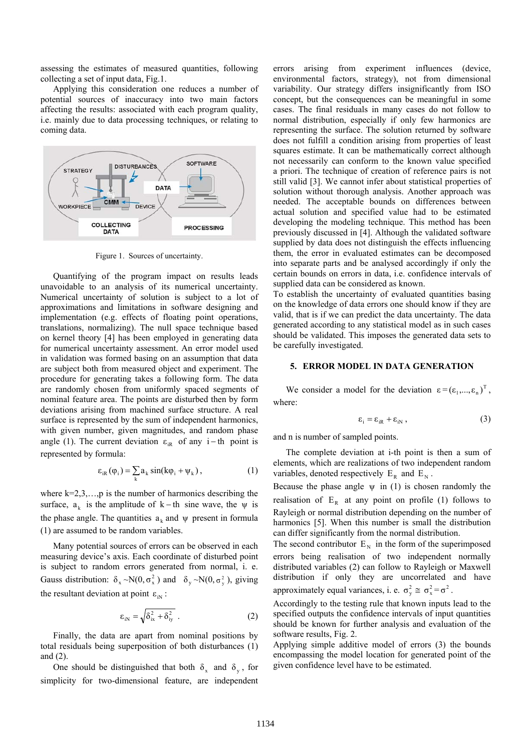assessing the estimates of measured quantities, following collecting a set of input data, Fig.1.

Applying this consideration one reduces a number of potential sources of inaccuracy into two main factors affecting the results: associated with each program quality, i.e. mainly due to data processing techniques, or relating to coming data.

Figure 1. Sources of uncertainty.

Quantifying of the program impact on results leads unavoidable to an analysis of its numerical uncertainty. Numerical uncertainty of solution is subject to a lot of approximations and limitations in software designing and implementation (e.g. effects of floating point operations, translations, normalizing). The null space technique based on kernel theory [4] has been employed in generating data for numerical uncertainty assessment. An error model used in validation was formed basing on an assumption that data are subject both from measured object and experiment. The procedure for generating takes a following form. The data are randomly chosen from uniformly spaced segments of nominal feature area. The points are disturbed then by form deviations arising from machined surface structure. A real surface is represented by the sum of independent harmonics, with given number, given magnitudes, and random phase angle (1). The current deviation $\varepsilon_{iR}$ of any $i-$th point is represented by formula:

$$\varepsilon_{iR}(\varphi_i) = \sum_k a_k \sin(k\varphi_i + \psi_k), \tag{1}$$

where k=2,3,…,p is the number of harmonics describing the surface, $a_k$ is the amplitude of $k-$th sine wave, the $\psi$ is the phase angle. The quantities $a_k$ and $\psi$ present in formula (1) are assumed to be random variables.

Many potential sources of errors can be observed in each measuring device's axis. Each coordinate of disturbed point is subject to random errors generated from normal, i. e. Gauss distribution: $\delta_x \sim N(0, \sigma_x^2)$ and $\delta_y \sim N(0, \sigma_y^2)$, giving the resultant deviation at point $\varepsilon_{iN}$:

$$\varepsilon_{iN} = \sqrt{\delta_{ix}^2 + \delta_{iy}^2}. \tag{2}$$

Finally, the data are apart from nominal positions by total residuals being superposition of both disturbances (1) and (2).

One should be distinguished that both $\delta_x$ and $\delta_y$, for simplicity for two-dimensional feature, are independent errors arising from experiment influences (device, environmental factors, strategy), not from dimensional variability. Our strategy differs insignificantly from ISO concept, but the consequences can be meaningful in some cases. The final residuals in many cases do not follow to normal distribution, especially if only few harmonics are representing the surface. The solution returned by software does not fulfill a condition arising from properties of least squares estimate. It can be mathematically correct although not necessarily can conform to the known value specified a priori. The technique of creation of reference pairs is not still valid [3]. We cannot infer about statistical properties of solution without thorough analysis. Another approach was needed. The acceptable bounds on differences between actual solution and specified value had to be estimated developing the modeling technique. This method has been previously discussed in [4]. Although the validated software supplied by data does not distinguish the effects influencing them, the error in evaluated estimates can be decomposed into separate parts and be analysed accordingly if only the certain bounds on errors in data, i.e. confidence intervals of supplied data can be considered as known.

To establish the uncertainty of evaluated quantities basing on the knowledge of data errors one should know if they are valid, that is if we can predict the data uncertainty. The data generated according to any statistical model as in such cases should be validated. This imposes the generated data sets to be carefully investigated.

## 5. ERROR MODEL IN DATA GENERATION

We consider a model for the deviation $\varepsilon = (\varepsilon_1, ..., \varepsilon_n)^T$, where:

$$\varepsilon_i = \varepsilon_{iR} + \varepsilon_{iN}, \tag{3}$$

and n is number of sampled points.

The complete deviation at i-th point is then a sum of elements, which are realizations of two independent random variables, denoted respectively $E_R$ and $E_N$.

Because the phase angle $\psi$ in (1) is chosen randomly the realisation of $E_R$ at any point on profile (1) follows to Rayleigh or normal distribution depending on the number of harmonics [5]. When this number is small the distribution can differ significantly from the normal distribution.

The second contributor $E_N$ in the form of the superimposed errors being realisation of two independent normally distributed variables (2) can follow to Rayleigh or Maxwell distribution if only they are uncorrelated and have approximately equal variances, i. e. $\sigma_y^2 \cong \sigma_x^2 = \sigma^2$.

Accordingly to the testing rule that known inputs lead to the specified outputs the confidence intervals of input quantities should be known for further analysis and evaluation of the software results, Fig. 2.

Applying simple additive model of errors (3) the bounds encompassing the model location for generated point of the given confidence level have to be estimated.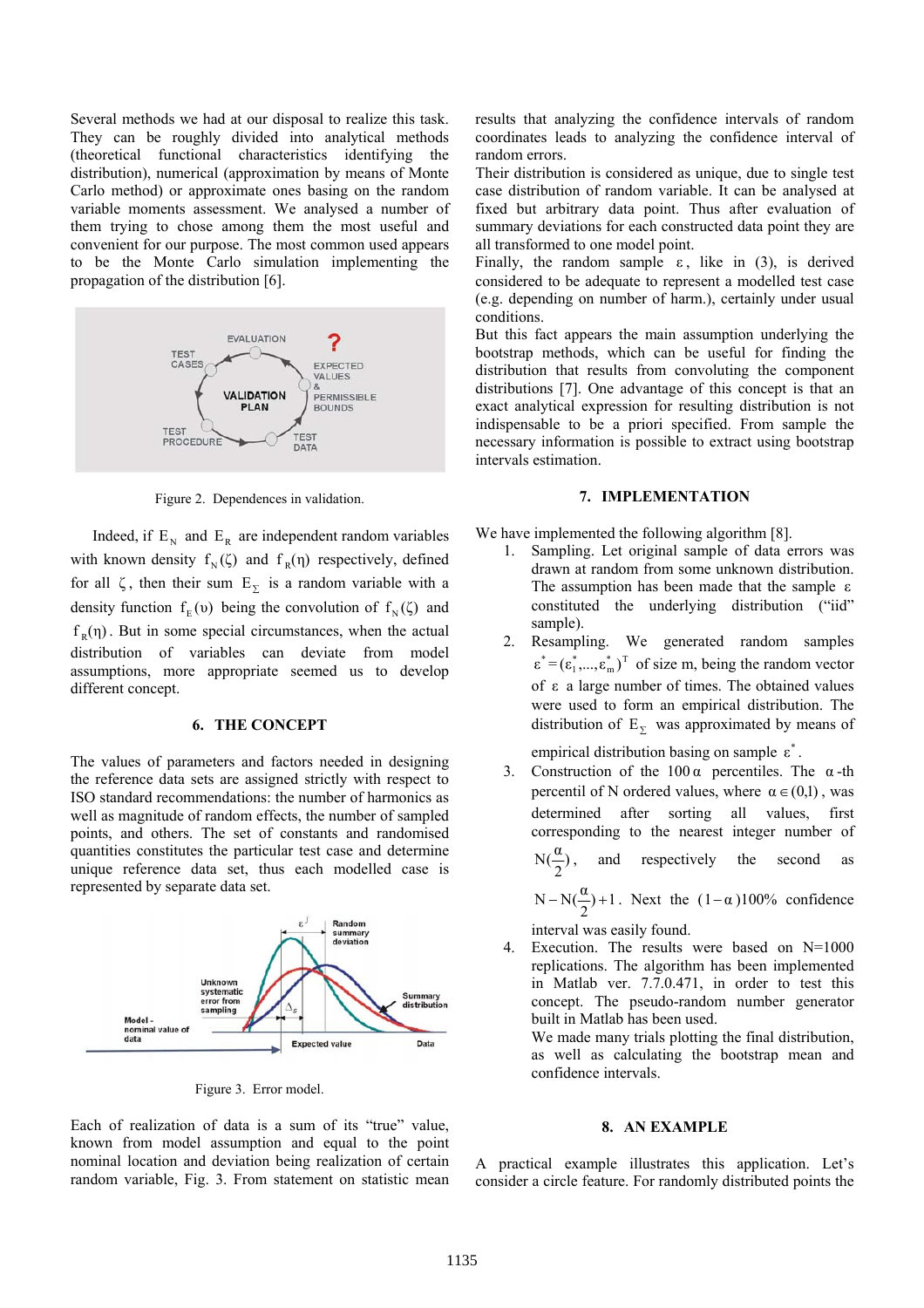Several methods we had at our disposal to realize this task. They can be roughly divided into analytical methods (theoretical functional characteristics identifying the distribution), numerical (approximation by means of Monte Carlo method) or approximate ones basing on the random variable moments assessment. We analysed a number of them trying to chose among them the most useful and convenient for our purpose. The most common used appears to be the Monte Carlo simulation implementing the propagation of the distribution [6].

Figure 2. Dependences in validation.

Indeed, if $E_N$ and $E_R$ are independent random variables with known density $f_N(\zeta)$ and $f_R(\eta)$ respectively, defined for all $\zeta$, then their sum $E_\Sigma$ is a random variable with a density function $f_E(\upsilon)$ being the convolution of $f_N(\zeta)$ and $f_R(\eta)$. But in some special circumstances, when the actual distribution of variables can deviate from model assumptions, more appropriate seemed us to develop different concept.

## 6. THE CONCEPT

The values of parameters and factors needed in designing the reference data sets are assigned strictly with respect to ISO standard recommendations: the number of harmonics as well as magnitude of random effects, the number of sampled points, and others. The set of constants and randomised quantities constitutes the particular test case and determine unique reference data set, thus each modelled case is represented by separate data set.

Figure 3. Error model.

Each of realization of data is a sum of its "true" value, known from model assumption and equal to the point nominal location and deviation being realization of certain random variable, Fig. 3. From statement on statistic mean results that analyzing the confidence intervals of random coordinates leads to analyzing the confidence interval of random errors.

Their distribution is considered as unique, due to single test case distribution of random variable. It can be analysed at fixed but arbitrary data point. Thus after evaluation of summary deviations for each constructed data point they are all transformed to one model point.

Finally, the random sample $\varepsilon$, like in (3), is derived considered to be adequate to represent a modelled test case (e.g. depending on number of harm.), certainly under usual conditions.

But this fact appears the main assumption underlying the bootstrap methods, which can be useful for finding the distribution that results from convoluting the component distributions [7]. One advantage of this concept is that an exact analytical expression for resulting distribution is not indispensable to be a priori specified. From sample the necessary information is possible to extract using bootstrap intervals estimation.

## 7. IMPLEMENTATION

We have implemented the following algorithm [8].

1. Sampling. Let original sample of data errors was drawn at random from some unknown distribution. The assumption has been made that the sample $\varepsilon$ constituted the underlying distribution ("iid" sample).
2. Resampling. We generated random samples $\varepsilon^* = (\varepsilon_1^*, \ldots, \varepsilon_m^*)^T$ of size m, being the random vector of $\varepsilon$ a large number of times. The obtained values were used to form an empirical distribution. The distribution of $E_\Sigma$ was approximated by means of empirical distribution basing on sample $\varepsilon^*$.
3. Construction of the $100\alpha$ percentiles. The $\alpha$-th percentil of N ordered values, where $\alpha \in (0,1)$, was determined after sorting all values, first corresponding to the nearest integer number of $N(\frac{\alpha}{2})$, and respectively the second as $N - N(\frac{\alpha}{2}) + 1$. Next the $(1-\alpha)100\%$ confidence interval was easily found.
4. Execution. The results were based on N=1000 replications. The algorithm has been implemented in Matlab ver. 7.7.0.471, in order to test this concept. The pseudo-random number generator built in Matlab has been used.
   We made many trials plotting the final distribution, as well as calculating the bootstrap mean and confidence intervals.

## 8. AN EXAMPLE

A practical example illustrates this application. Let's consider a circle feature. For randomly distributed points the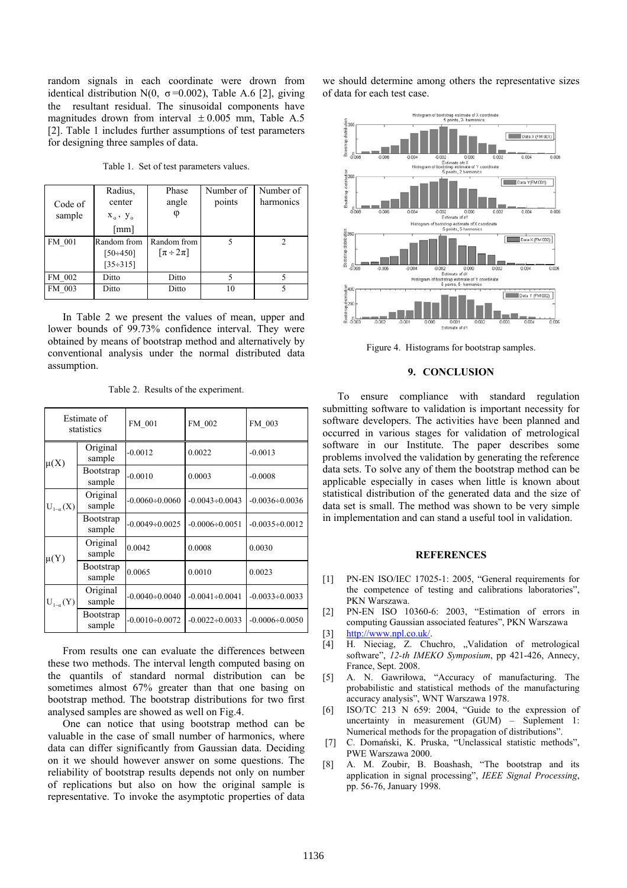random signals in each coordinate were drown from identical distribution N(0, σ=0.002), Table A.6 [2], giving the resultant residual. The sinusoidal components have magnitudes drown from interval ± 0.005 mm, Table A.5 [2]. Table 1 includes further assumptions of test parameters for designing three samples of data.

Table 1. Set of test parameters values.

| Code of sample | Radius, center $x_o$, $y_o$ [mm] | Phase angle φ | Number of points | Number of harmonics |
|---|---|---|---|---|
| FM_001 | Random from [50÷450] [35÷315] | Random from [π ÷ 2π] | 5 | 2 |
| FM_002 | Ditto | Ditto | 5 | 5 |
| FM_003 | Ditto | Ditto | 10 | 5 |

In Table 2 we present the values of mean, upper and lower bounds of 99.73% confidence interval. They were obtained by means of bootstrap method and alternatively by conventional analysis under the normal distributed data assumption.

Table 2. Results of the experiment.

| Estimate of statistics | | FM_001 | FM_002 | FM_003 |
|---|---|---|---|---|
| μ(X) | Original sample | -0.0012 | 0.0022 | -0.0013 |
| | Bootstrap sample | -0.0010 | 0.0003 | -0.0008 |
| $U_{1-\alpha}(X)$ | Original sample | -0.0060÷0.0060 | -0.0043÷0.0043 | -0.0036÷0.0036 |
| | Bootstrap sample | -0.0049÷0.0025 | -0.0006÷0.0051 | -0.0035÷0.0012 |
| μ(Y) | Original sample | 0.0042 | 0.0008 | 0.0030 |
| | Bootstrap sample | 0.0065 | 0.0010 | 0.0023 |
| $U_{1-\alpha}(Y)$ | Original sample | -0.0040÷0.0040 | -0.0041÷0.0041 | -0.0033÷0.0033 |
| | Bootstrap sample | -0.0010÷0.0072 | -0.0022÷0.0033 | -0.0006÷0.0050 |

From results one can evaluate the differences between these two methods. The interval length computed basing on the quantils of standard normal distribution can be sometimes almost 67% greater than that one basing on bootstrap method. The bootstrap distributions for two first analysed samples are showed as well on Fig.4.

One can notice that using bootstrap method can be valuable in the case of small number of harmonics, where data can differ significantly from Gaussian data. Deciding on it we should however answer on some questions. The reliability of bootstrap results depends not only on number of replications but also on how the original sample is representative. To invoke the asymptotic properties of data we should determine among others the representative sizes of data for each test case.

Histogram of bootstrap estimate of X coordinate
5 points, 2 harmonics
Bootstrap distribution
Data X (FM 001)
Estimate ofe X

Histogram of bootstrap estimate of Y coordinate
5 points, 2 harmonics
Bootstrap distribution
Data Y(FM 001)
Estimate of eY

Histogram of bootstrap estimate of X coordinate
5 points, 5 harmonics
Bootstrap distribution
Data X (FM 002)
Estimate of eX

Histogram of bootstrap estimate of Y coordinate
5 points, 5 harmonics
Bootstrap distribution
Data Y (FM 002)
Estimate of eY

Figure 4. Histograms for bootstrap samples.

## 9. CONCLUSION

To ensure compliance with standard regulation submitting software to validation is important necessity for software developers. The activities have been planned and occurred in various stages for validation of metrological software in our Institute. The paper describes some problems involved the validation by generating the reference data sets. To solve any of them the bootstrap method can be applicable especially in cases when little is known about statistical distribution of the generated data and the size of data set is small. The method was shown to be very simple in implementation and can stand a useful tool in validation.

## REFERENCES

[1] PN-EN ISO/IEC 17025-1: 2005, "General requirements for the competence of testing and calibrations laboratories", PKN Warszawa.

[2] PN-EN ISO 10360-6: 2003, "Estimation of errors in computing Gaussian associated features", PKN Warszawa

[3] http://www.npl.co.uk/.

[4] H. Nieciag, Z. Chuchro, „Validation of metrological software", *12-th IMEKO Symposium*, pp 421-426, Annecy, France, Sept. 2008.

[5] A. N. Gawriłowa, "Accuracy of manufacturing. The probabilistic and statistical methods of the manufacturing accuracy analysis", WNT Warszawa 1978.

[6] ISO/TC 213 N 659: 2004, "Guide to the expression of uncertainty in measurement (GUM) – Suplement 1: Numerical methods for the propagation of distributions".

[7] C. Domański, K. Pruska, "Unclassical statistic methods", PWE Warszawa 2000.

[8] A. M. Zoubir, B. Boashash, "The bootstrap and its application in signal processing", *IEEE Signal Processing*, pp. 56-76, January 1998.